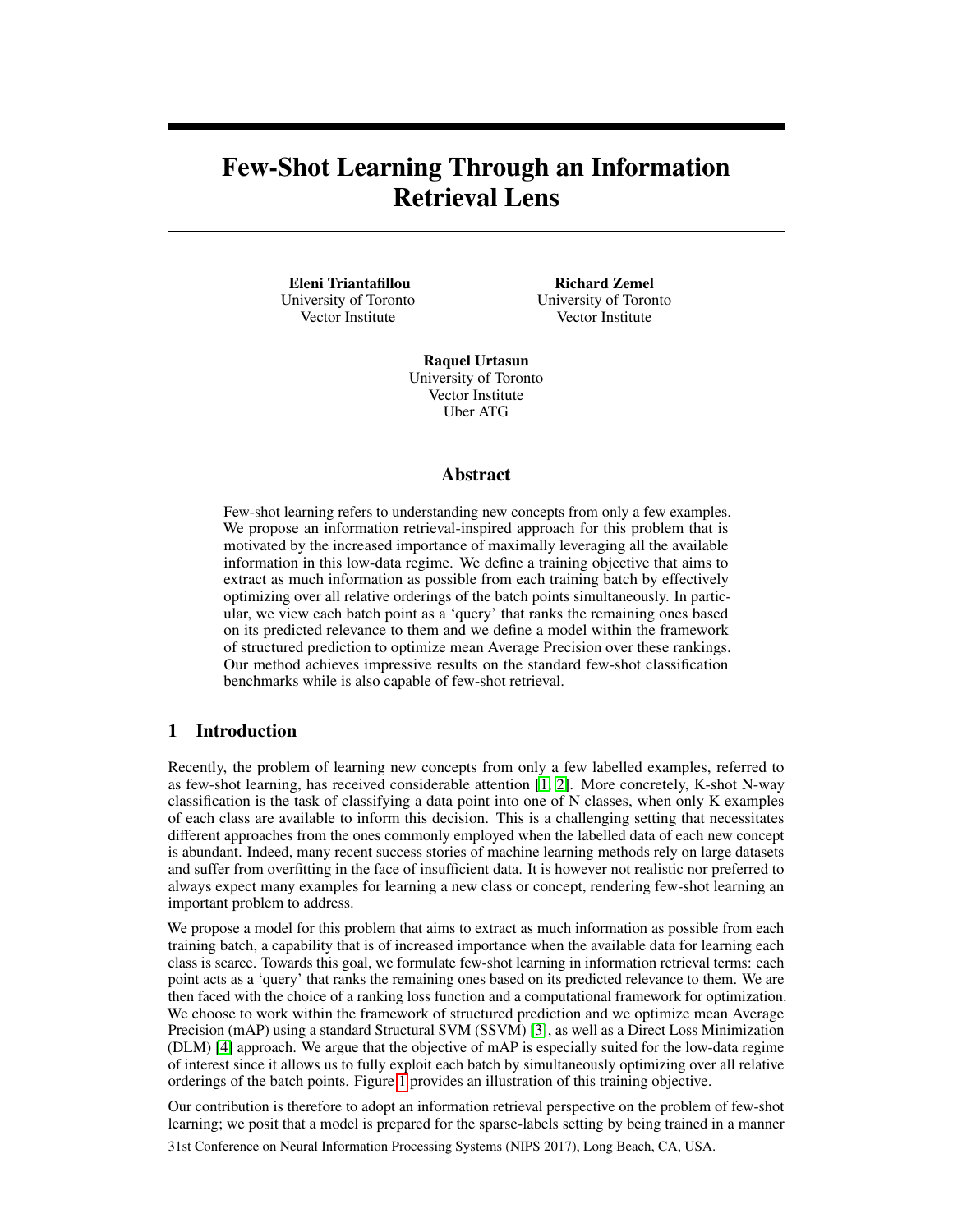# Few-Shot Learning Through an Information Retrieval Lens

**Eleni Triantafillou**
University of Toronto
Vector Institute

**Richard Zemel**
University of Toronto
Vector Institute

**Raquel Urtasun**
University of Toronto
Vector Institute
Uber ATG

## Abstract

Few-shot learning refers to understanding new concepts from only a few examples. We propose an information retrieval-inspired approach for this problem that is motivated by the increased importance of maximally leveraging all the available information in this low-data regime. We define a training objective that aims to extract as much information as possible from each training batch by effectively optimizing over all relative orderings of the batch points simultaneously. In particular, we view each batch point as a 'query' that ranks the remaining ones based on its predicted relevance to them and we define a model within the framework of structured prediction to optimize mean Average Precision over these rankings. Our method achieves impressive results on the standard few-shot classification benchmarks while is also capable of few-shot retrieval.

## 1 Introduction

Recently, the problem of learning new concepts from only a few labelled examples, referred to as few-shot learning, has received considerable attention [1, 2]. More concretely, K-shot N-way classification is the task of classifying a data point into one of N classes, when only K examples of each class are available to inform this decision. This is a challenging setting that necessitates different approaches from the ones commonly employed when the labelled data of each new concept is abundant. Indeed, many recent success stories of machine learning methods rely on large datasets and suffer from overfitting in the face of insufficient data. It is however not realistic nor preferred to always expect many examples for learning a new class or concept, rendering few-shot learning an important problem to address.

We propose a model for this problem that aims to extract as much information as possible from each training batch, a capability that is of increased importance when the available data for learning each class is scarce. Towards this goal, we formulate few-shot learning in information retrieval terms: each point acts as a 'query' that ranks the remaining ones based on its predicted relevance to them. We are then faced with the choice of a ranking loss function and a computational framework for optimization. We choose to work within the framework of structured prediction and we optimize mean Average Precision (mAP) using a standard Structural SVM (SSVM) [3], as well as a Direct Loss Minimization (DLM) [4] approach. We argue that the objective of mAP is especially suited for the low-data regime of interest since it allows us to fully exploit each batch by simultaneously optimizing over all relative orderings of the batch points. Figure 1 provides an illustration of this training objective.

Our contribution is therefore to adopt an information retrieval perspective on the problem of few-shot learning; we posit that a model is prepared for the sparse-labels setting by being trained in a manner

31st Conference on Neural Information Processing Systems (NIPS 2017), Long Beach, CA, USA.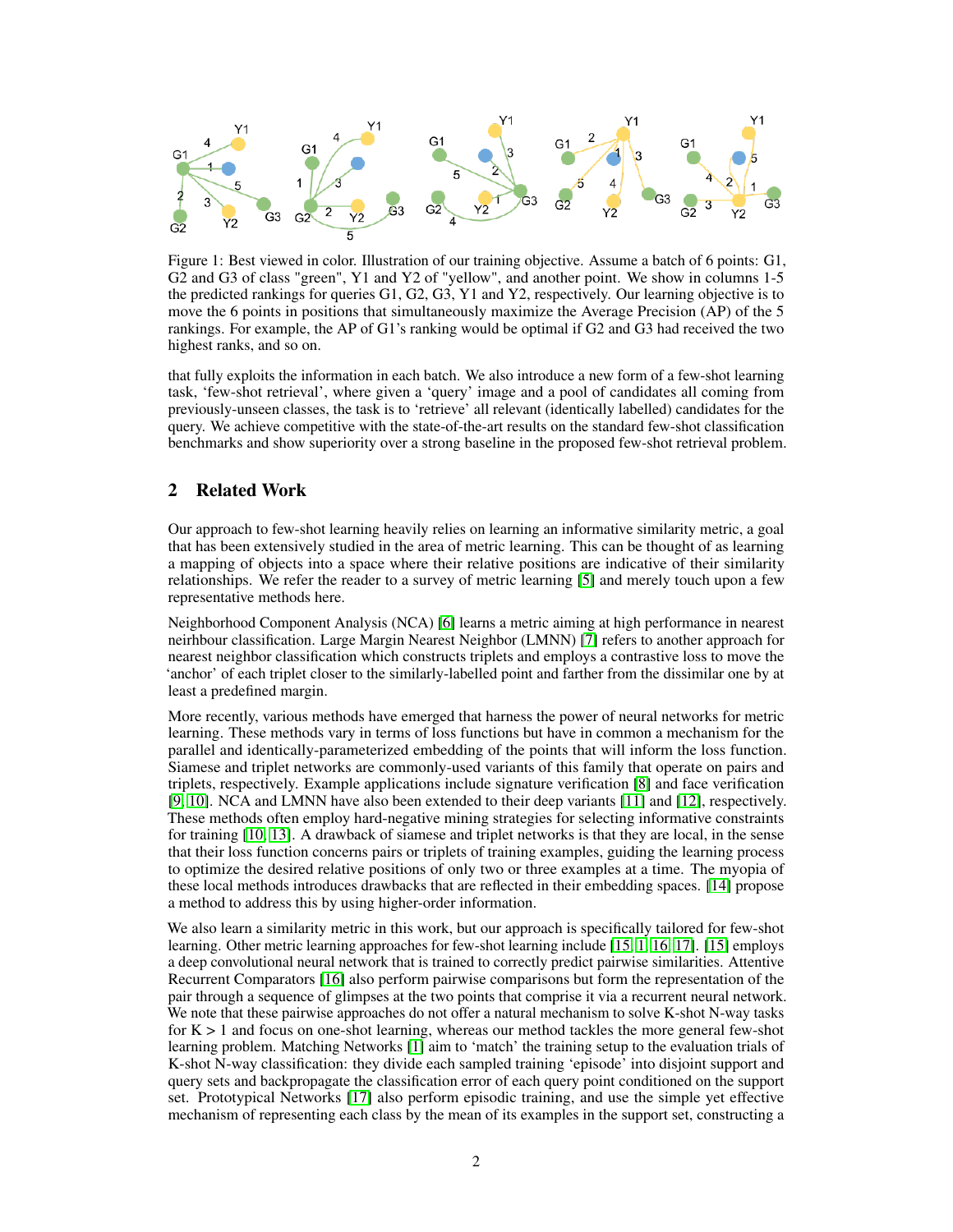Figure 1: Best viewed in color. Illustration of our training objective. Assume a batch of 6 points: G1, G2 and G3 of class "green", Y1 and Y2 of "yellow", and another point. We show in columns 1-5 the predicted rankings for queries G1, G2, G3, Y1 and Y2, respectively. Our learning objective is to move the 6 points in positions that simultaneously maximize the Average Precision (AP) of the 5 rankings. For example, the AP of G1's ranking would be optimal if G2 and G3 had received the two highest ranks, and so on.

that fully exploits the information in each batch. We also introduce a new form of a few-shot learning task, 'few-shot retrieval', where given a 'query' image and a pool of candidates all coming from previously-unseen classes, the task is to 'retrieve' all relevant (identically labelled) candidates for the query. We achieve competitive with the state-of-the-art results on the standard few-shot classification benchmarks and show superiority over a strong baseline in the proposed few-shot retrieval problem.

## 2 Related Work

Our approach to few-shot learning heavily relies on learning an informative similarity metric, a goal that has been extensively studied in the area of metric learning. This can be thought of as learning a mapping of objects into a space where their relative positions are indicative of their similarity relationships. We refer the reader to a survey of metric learning [5] and merely touch upon a few representative methods here.

Neighborhood Component Analysis (NCA) [6] learns a metric aiming at high performance in nearest neirhbour classification. Large Margin Nearest Neighbor (LMNN) [7] refers to another approach for nearest neighbor classification which constructs triplets and employs a contrastive loss to move the 'anchor' of each triplet closer to the similarly-labelled point and farther from the dissimilar one by at least a predefined margin.

More recently, various methods have emerged that harness the power of neural networks for metric learning. These methods vary in terms of loss functions but have in common a mechanism for the parallel and identically-parameterized embedding of the points that will inform the loss function. Siamese and triplet networks are commonly-used variants of this family that operate on pairs and triplets, respectively. Example applications include signature verification [8] and face verification [9, 10]. NCA and LMNN have also been extended to their deep variants [11] and [12], respectively. These methods often employ hard-negative mining strategies for selecting informative constraints for training [10, 13]. A drawback of siamese and triplet networks is that they are local, in the sense that their loss function concerns pairs or triplets of training examples, guiding the learning process to optimize the desired relative positions of only two or three examples at a time. The myopia of these local methods introduces drawbacks that are reflected in their embedding spaces. [14] propose a method to address this by using higher-order information.

We also learn a similarity metric in this work, but our approach is specifically tailored for few-shot learning. Other metric learning approaches for few-shot learning include [15, 1, 16, 17]. [15] employs a deep convolutional neural network that is trained to correctly predict pairwise similarities. Attentive Recurrent Comparators [16] also perform pairwise comparisons but form the representation of the pair through a sequence of glimpses at the two points that comprise it via a recurrent neural network. We note that these pairwise approaches do not offer a natural mechanism to solve K-shot N-way tasks for K > 1 and focus on one-shot learning, whereas our method tackles the more general few-shot learning problem. Matching Networks [1] aim to 'match' the training setup to the evaluation trials of K-shot N-way classification: they divide each sampled training 'episode' into disjoint support and query sets and backpropagate the classification error of each query point conditioned on the support set. Prototypical Networks [17] also perform episodic training, and use the simple yet effective mechanism of representing each class by the mean of its examples in the support set, constructing a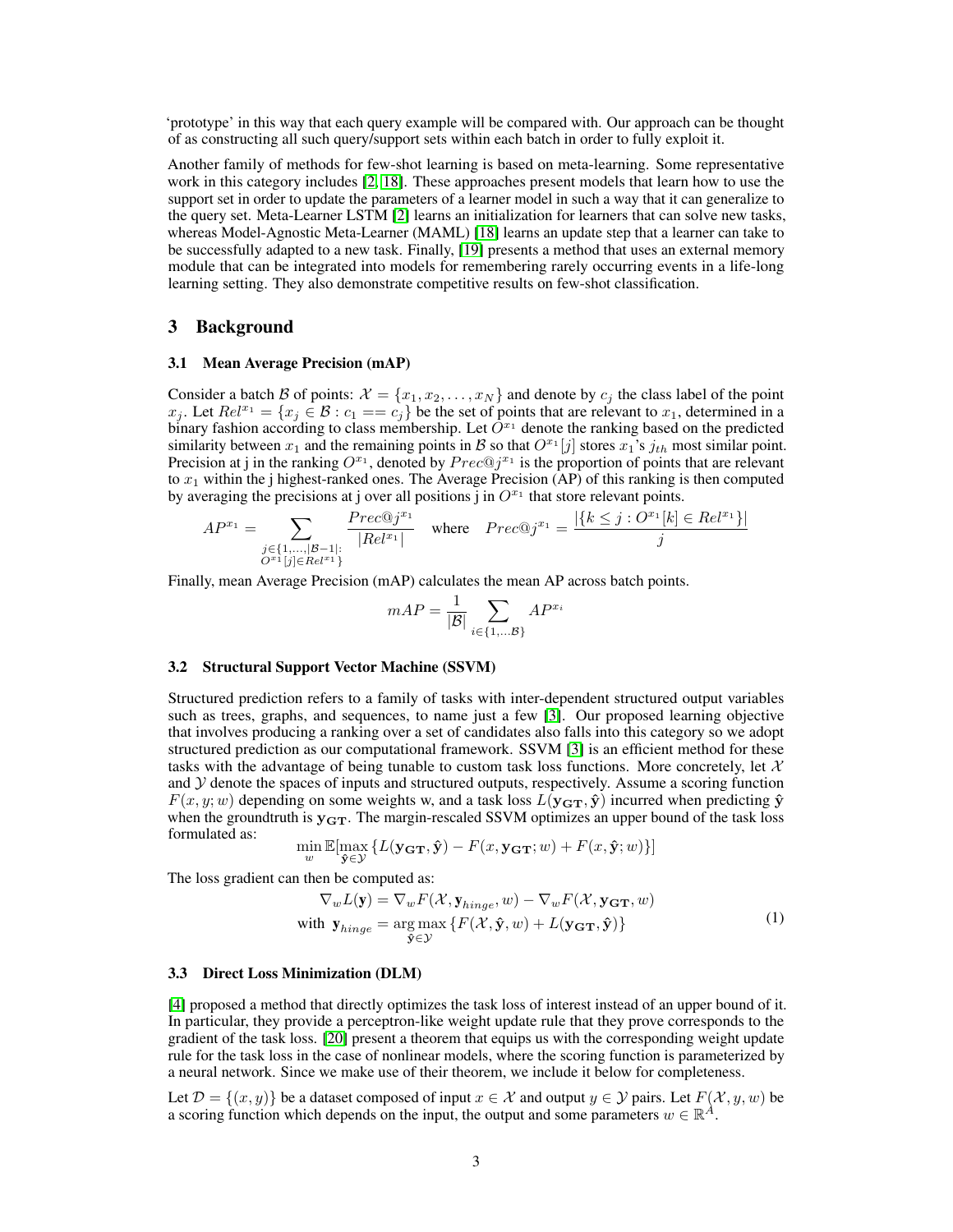'prototype' in this way that each query example will be compared with. Our approach can be thought of as constructing all such query/support sets within each batch in order to fully exploit it.

Another family of methods for few-shot learning is based on meta-learning. Some representative work in this category includes [2, 18]. These approaches present models that learn how to use the support set in order to update the parameters of a learner model in such a way that it can generalize to the query set. Meta-Learner LSTM [2] learns an initialization for learners that can solve new tasks, whereas Model-Agnostic Meta-Learner (MAML) [18] learns an update step that a learner can take to be successfully adapted to a new task. Finally, [19] presents a method that uses an external memory module that can be integrated into models for remembering rarely occurring events in a life-long learning setting. They also demonstrate competitive results on few-shot classification.

## 3 Background

### 3.1 Mean Average Precision (mAP)

Consider a batch $\mathcal{B}$ of points: $\mathcal{X} = \{x_1, x_2, \ldots, x_N\}$ and denote by $c_j$ the class label of the point $x_j$. Let $Rel^{x_1} = \{x_j \in \mathcal{B} : c_1 == c_j\}$ be the set of points that are relevant to $x_1$, determined in a binary fashion according to class membership. Let $O^{x_1}$ denote the ranking based on the predicted similarity between $x_1$ and the remaining points in $\mathcal{B}$ so that $O^{x_1}[j]$ stores $x_1$'s $j_{th}$ most similar point. Precision at j in the ranking $O^{x_1}$, denoted by $Prec@j^{x_1}$ is the proportion of points that are relevant to $x_1$ within the j highest-ranked ones. The Average Precision (AP) of this ranking is then computed by averaging the precisions at j over all positions j in $O^{x_1}$ that store relevant points.

$$AP^{x_1} = \sum_{\substack{j \in \{1,\ldots,|\mathcal{B}-1|:\\ O^{x_1}[j] \in Rel^{x_1}\}}} \frac{Prec@j^{x_1}}{|Rel^{x_1}|} \quad \text{where} \quad Prec@j^{x_1} = \frac{|\{k \leq j : O^{x_1}[k] \in Rel^{x_1}\}|}{j}$$

Finally, mean Average Precision (mAP) calculates the mean AP across batch points.

$$mAP = \frac{1}{|\mathcal{B}|} \sum_{i \in \{1,\ldots\mathcal{B}\}} AP^{x_i}$$

### 3.2 Structural Support Vector Machine (SSVM)

Structured prediction refers to a family of tasks with inter-dependent structured output variables such as trees, graphs, and sequences, to name just a few [3]. Our proposed learning objective that involves producing a ranking over a set of candidates also falls into this category so we adopt structured prediction as our computational framework. SSVM [3] is an efficient method for these tasks with the advantage of being tunable to custom task loss functions. More concretely, let $\mathcal{X}$ and $\mathcal{Y}$ denote the spaces of inputs and structured outputs, respectively. Assume a scoring function $F(x, y; w)$ depending on some weights w, and a task loss $L(\mathbf{y_{GT}}, \hat{\mathbf{y}})$ incurred when predicting $\hat{\mathbf{y}}$ when the groundtruth is $\mathbf{y_{GT}}$. The margin-rescaled SSVM optimizes an upper bound of the task loss formulated as:

$$\min_{w} \mathbb{E}[\max_{\hat{\mathbf{y}} \in \mathcal{Y}} \{L(\mathbf{y_{GT}}, \hat{\mathbf{y}}) - F(x, \mathbf{y_{GT}}; w) + F(x, \hat{\mathbf{y}}; w)\}]$$

The loss gradient can then be computed as:

$$\begin{aligned} \nabla_w L(\mathbf{y}) &= \nabla_w F(\mathcal{X}, \mathbf{y}_{hinge}, w) - \nabla_w F(\mathcal{X}, \mathbf{y_{GT}}, w) \\ \text{with } \mathbf{y}_{hinge} &= \arg\max_{\hat{\mathbf{y}} \in \mathcal{Y}} \{F(\mathcal{X}, \hat{\mathbf{y}}, w) + L(\mathbf{y_{GT}}, \hat{\mathbf{y}})\} \end{aligned} \tag{1}$$

### 3.3 Direct Loss Minimization (DLM)

[4] proposed a method that directly optimizes the task loss of interest instead of an upper bound of it. In particular, they provide a perceptron-like weight update rule that they prove corresponds to the gradient of the task loss. [20] present a theorem that equips us with the corresponding weight update rule for the task loss in the case of nonlinear models, where the scoring function is parameterized by a neural network. Since we make use of their theorem, we include it below for completeness.

Let $\mathcal{D} = \{(x, y)\}$ be a dataset composed of input $x \in \mathcal{X}$ and output $y \in \mathcal{Y}$ pairs. Let $F(\mathcal{X}, y, w)$ be a scoring function which depends on the input, the output and some parameters $w \in \mathbb{R}^A$.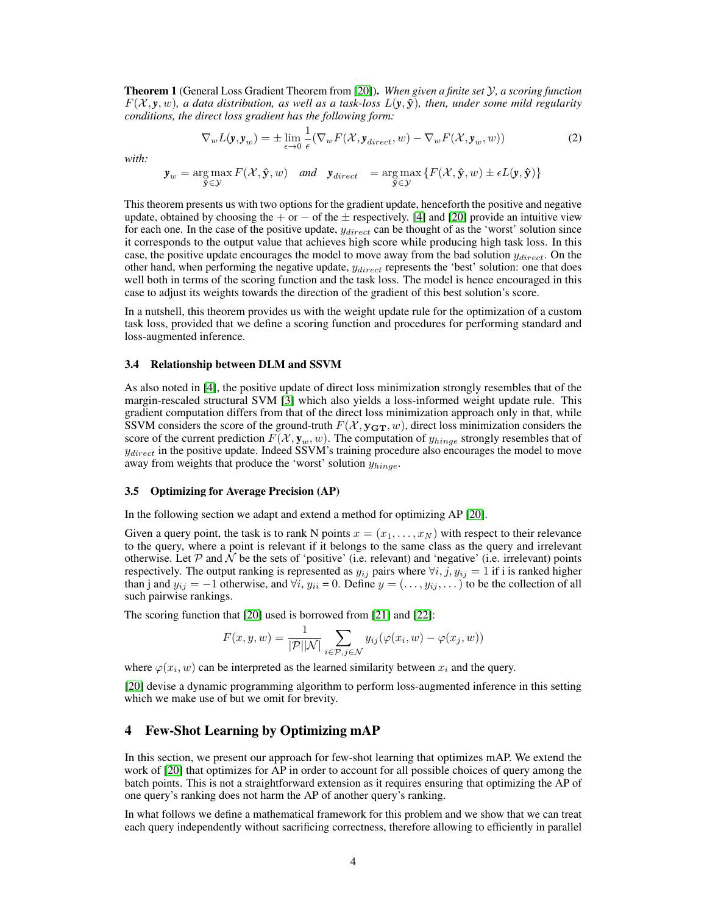**Theorem 1** (General Loss Gradient Theorem from [20]). *When given a finite set $\mathcal{Y}$, a scoring function $F(\mathcal{X}, \mathbf{y}, w)$, a data distribution, as well as a task-loss $L(\mathbf{y}, \hat{\mathbf{y}})$, then, under some mild regularity conditions, the direct loss gradient has the following form:*

$$\nabla_w L(\mathbf{y}, \mathbf{y}_w) = \pm \lim_{\epsilon \to 0} \frac{1}{\epsilon} (\nabla_w F(\mathcal{X}, \mathbf{y}_{direct}, w) - \nabla_w F(\mathcal{X}, \mathbf{y}_w, w)) \tag{2}$$

*with:*

$$\mathbf{y}_w = \arg\max_{\hat{\mathbf{y}} \in \mathcal{Y}} F(\mathcal{X}, \hat{\mathbf{y}}, w) \quad \text{and} \quad \mathbf{y}_{direct} = \arg\max_{\hat{\mathbf{y}} \in \mathcal{Y}} \{F(\mathcal{X}, \hat{\mathbf{y}}, w) \pm \epsilon L(\mathbf{y}, \hat{\mathbf{y}})\}$$

This theorem presents us with two options for the gradient update, henceforth the positive and negative update, obtained by choosing the $+$ or $-$ of the $\pm$ respectively. [4] and [20] provide an intuitive view for each one. In the case of the positive update, $y_{direct}$ can be thought of as the 'worst' solution since it corresponds to the output value that achieves high score while producing high task loss. In this case, the positive update encourages the model to move away from the bad solution $y_{direct}$. On the other hand, when performing the negative update, $y_{direct}$ represents the 'best' solution: one that does well both in terms of the scoring function and the task loss. The model is hence encouraged in this case to adjust its weights towards the direction of the gradient of this best solution's score.

In a nutshell, this theorem provides us with the weight update rule for the optimization of a custom task loss, provided that we define a scoring function and procedures for performing standard and loss-augmented inference.

### 3.4 Relationship between DLM and SSVM

As also noted in [4], the positive update of direct loss minimization strongly resembles that of the margin-rescaled structural SVM [3] which also yields a loss-informed weight update rule. This gradient computation differs from that of the direct loss minimization approach only in that, while SSVM considers the score of the ground-truth $F(\mathcal{X}, \mathbf{y_{GT}}, w)$, direct loss minimization considers the score of the current prediction $F(\mathcal{X}, \mathbf{y}_w, w)$. The computation of $y_{hinge}$ strongly resembles that of $y_{direct}$ in the positive update. Indeed SSVM's training procedure also encourages the model to move away from weights that produce the 'worst' solution $y_{hinge}$.

### 3.5 Optimizing for Average Precision (AP)

In the following section we adapt and extend a method for optimizing AP [20].

Given a query point, the task is to rank N points $x = (x_1, \dots, x_N)$ with respect to their relevance to the query, where a point is relevant if it belongs to the same class as the query and irrelevant otherwise. Let $\mathcal{P}$ and $\mathcal{N}$ be the sets of 'positive' (i.e. relevant) and 'negative' (i.e. irrelevant) points respectively. The output ranking is represented as $y_{ij}$ pairs where $\forall i, j, y_{ij} = 1$ if i is ranked higher than j and $y_{ij} = -1$ otherwise, and $\forall i$, $y_{ii} = 0$. Define $y = (\dots, y_{ij}, \dots)$ to be the collection of all such pairwise rankings.

The scoring function that [20] used is borrowed from [21] and [22]:

$$F(x, y, w) = \frac{1}{|\mathcal{P}||\mathcal{N}|} \sum_{i \in \mathcal{P}, j \in \mathcal{N}} y_{ij} (\varphi(x_i, w) - \varphi(x_j, w))$$

where $\varphi(x_i, w)$ can be interpreted as the learned similarity between $x_i$ and the query.

[20] devise a dynamic programming algorithm to perform loss-augmented inference in this setting which we make use of but we omit for brevity.

## 4 Few-Shot Learning by Optimizing mAP

In this section, we present our approach for few-shot learning that optimizes mAP. We extend the work of [20] that optimizes for AP in order to account for all possible choices of query among the batch points. This is not a straightforward extension as it requires ensuring that optimizing the AP of one query's ranking does not harm the AP of another query's ranking.

In what follows we define a mathematical framework for this problem and we show that we can treat each query independently without sacrificing correctness, therefore allowing to efficiently in parallel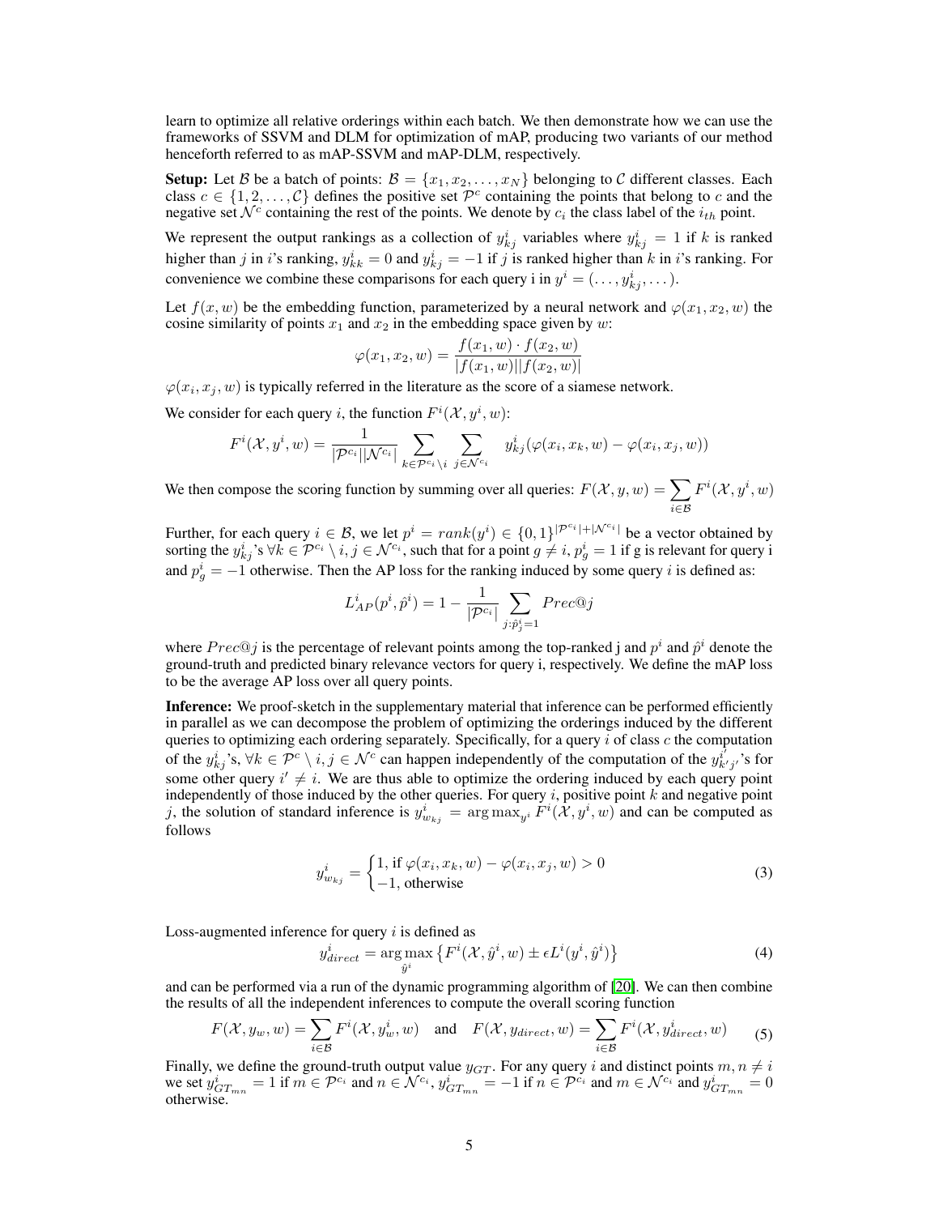learn to optimize all relative orderings within each batch. We then demonstrate how we can use the frameworks of SSVM and DLM for optimization of mAP, producing two variants of our method henceforth referred to as mAP-SSVM and mAP-DLM, respectively.

**Setup:** Let $\mathcal{B}$ be a batch of points: $\mathcal{B} = \{x_1, x_2, \dots, x_N\}$ belonging to $\mathcal{C}$ different classes. Each class $c \in \{1, 2, \dots, \mathcal{C}\}$ defines the positive set $\mathcal{P}^c$ containing the points that belong to $c$ and the negative set $\mathcal{N}^c$ containing the rest of the points. We denote by $c_i$ the class label of the $i_{th}$ point.

We represent the output rankings as a collection of $y^i_{kj}$ variables where $y^i_{kj} = 1$ if $k$ is ranked higher than $j$ in $i$'s ranking, $y^i_{kk} = 0$ and $y^i_{kj} = -1$ if $j$ is ranked higher than $k$ in $i$'s ranking. For convenience we combine these comparisons for each query i in $y^i = (\dots, y^i_{kj}, \dots)$.

Let $f(x, w)$ be the embedding function, parameterized by a neural network and $\varphi(x_1, x_2, w)$ the cosine similarity of points $x_1$ and $x_2$ in the embedding space given by $w$:

$$\varphi(x_1, x_2, w) = \frac{f(x_1, w) \cdot f(x_2, w)}{|f(x_1, w)||f(x_2, w)|}$$

$\varphi(x_i, x_j, w)$ is typically referred in the literature as the score of a siamese network.

We consider for each query $i$, the function $F^i(\mathcal{X}, y^i, w)$:

$$F^i(\mathcal{X}, y^i, w) = \frac{1}{|\mathcal{P}^{c_i}||\mathcal{N}^{c_i}|} \sum_{k \in \mathcal{P}^{c_i} \setminus i} \sum_{j \in \mathcal{N}^{c_i}} y^i_{kj} (\varphi(x_i, x_k, w) - \varphi(x_i, x_j, w))$$

We then compose the scoring function by summing over all queries: $F(\mathcal{X}, y, w) = \sum_{i \in \mathcal{B}} F^i(\mathcal{X}, y^i, w)$

Further, for each query $i \in \mathcal{B}$, we let $p^i = rank(y^i) \in \{0, 1\}^{|\mathcal{P}^{c_i}| + |\mathcal{N}^{c_i}|}$ be a vector obtained by sorting the $y^i_{kj}$'s $\forall k \in \mathcal{P}^{c_i} \setminus i, j \in \mathcal{N}^{c_i}$, such that for a point $g \neq i$, $p^i_g = 1$ if g is relevant for query i and $p^i_g = -1$ otherwise. Then the AP loss for the ranking induced by some query $i$ is defined as:

$$L^i_{AP}(p^i, \hat{p}^i) = 1 - \frac{1}{|\mathcal{P}^{c_i}|} \sum_{j : \hat{p}^i_j = 1} Prec@j$$

where $Prec@j$ is the percentage of relevant points among the top-ranked j and $p^i$ and $\hat{p}^i$ denote the ground-truth and predicted binary relevance vectors for query i, respectively. We define the mAP loss to be the average AP loss over all query points.

**Inference:** We proof-sketch in the supplementary material that inference can be performed efficiently in parallel as we can decompose the problem of optimizing the orderings induced by the different queries to optimizing each ordering separately. Specifically, for a query $i$ of class $c$ the computation of the $y^i_{kj}$'s, $\forall k \in \mathcal{P}^c \setminus i, j \in \mathcal{N}^c$ can happen independently of the computation of the $y^{i'}_{k'j'}$'s for some other query $i' \neq i$. We are thus able to optimize the ordering induced by each query point independently of those induced by the other queries. For query $i$, positive point $k$ and negative point $j$, the solution of standard inference is $y^i_{w_{kj}} = \arg\max_{y^i} F^i(\mathcal{X}, y^i, w)$ and can be computed as follows

$$y^i_{w_{kj}} = \begin{cases} 1, \text{if } \varphi(x_i, x_k, w) - \varphi(x_i, x_j, w) > 0 \\ -1, \text{otherwise} \end{cases} \tag{3}$$

Loss-augmented inference for query $i$ is defined as

$$y^i_{direct} = \arg\max_{\hat{y}^i} \left\{ F^i(\mathcal{X}, \hat{y}^i, w) \pm \epsilon L^i(y^i, \hat{y}^i) \right\} \tag{4}$$

and can be performed via a run of the dynamic programming algorithm of [20]. We can then combine the results of all the independent inferences to compute the overall scoring function

$$F(\mathcal{X}, y_w, w) = \sum_{i \in \mathcal{B}} F^i(\mathcal{X}, y^i_w, w) \quad \text{and} \quad F(\mathcal{X}, y_{direct}, w) = \sum_{i \in \mathcal{B}} F^i(\mathcal{X}, y^i_{direct}, w) \tag{5}$$

Finally, we define the ground-truth output value $y_{GT}$. For any query $i$ and distinct points $m, n \neq i$ we set $y^i_{GT_{mn}} = 1$ if $m \in \mathcal{P}^{c_i}$ and $n \in \mathcal{N}^{c_i}$, $y^i_{GT_{mn}} = -1$ if $n \in \mathcal{P}^{c_i}$ and $m \in \mathcal{N}^{c_i}$ and $y^i_{GT_{mn}} = 0$ otherwise.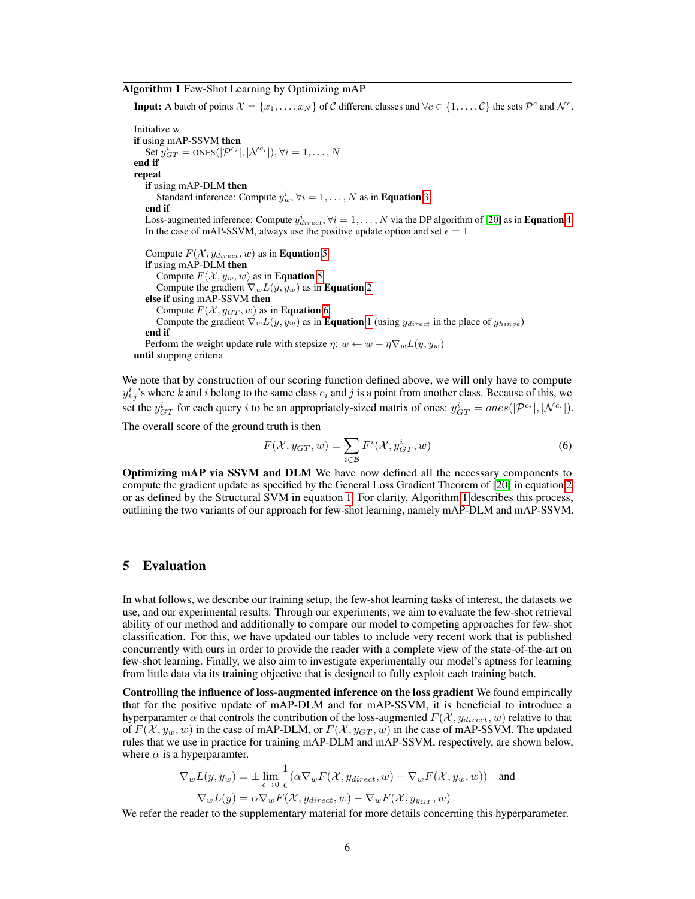**Algorithm 1** Few-Shot Learning by Optimizing mAP

**Input:** A batch of points $\mathcal{X} = \{x_1, \ldots, x_N\}$ of $\mathcal{C}$ different classes and $\forall c \in \{1, \ldots, \mathcal{C}\}$ the sets $\mathcal{P}^c$ and $\mathcal{N}^c$.

```
Initialize w
if using mAP-SSVM then
    Set y^i_GT = ONES(|P^{c_i}|, |N^{c_i}|), ∀i = 1, ..., N
end if
repeat
    if using mAP-DLM then
        Standard inference: Compute y^i_w, ∀i = 1, ..., N as in Equation 3
    end if
    Loss-augmented inference: Compute y^i_direct, ∀i = 1, ..., N via the DP algorithm of [20] as in Equation 4
    In the case of mAP-SSVM, always use the positive update option and set ε = 1

    Compute F(X, y_direct, w) as in Equation 5
    if using mAP-DLM then
        Compute F(X, y_w, w) as in Equation 5
        Compute the gradient ∇_w L(y, y_w) as in Equation 2
    else if using mAP-SSVM then
        Compute F(X, y_GT, w) as in Equation 6
        Compute the gradient ∇_w L(y, y_w) as in Equation 1 (using y_direct in the place of y_hinge)
    end if
    Perform the weight update rule with stepsize η: w ← w − η∇_w L(y, y_w)
until stopping criteria
```

We note that by construction of our scoring function defined above, we will only have to compute $y^i_{kj}$'s where $k$ and $i$ belong to the same class $c_i$ and $j$ is a point from another class. Because of this, we set the $y^i_{GT}$ for each query $i$ to be an appropriately-sized matrix of ones: $y^i_{GT} = ones(|\mathcal{P}^{c_i}|, |\mathcal{N}^{c_i}|)$.

The overall score of the ground truth is then

$$F(\mathcal{X}, y_{GT}, w) = \sum_{i \in \mathcal{B}} F^i(\mathcal{X}, y^i_{GT}, w) \tag{6}$$

**Optimizing mAP via SSVM and DLM** We have now defined all the necessary components to compute the gradient update as specified by the General Loss Gradient Theorem of [20] in equation 2 or as defined by the Structural SVM in equation 1. For clarity, Algorithm 1 describes this process, outlining the two variants of our approach for few-shot learning, namely mAP-DLM and mAP-SSVM.

## 5 Evaluation

In what follows, we describe our training setup, the few-shot learning tasks of interest, the datasets we use, and our experimental results. Through our experiments, we aim to evaluate the few-shot retrieval ability of our method and additionally to compare our model to competing approaches for few-shot classification. For this, we have updated our tables to include very recent work that is published concurrently with ours in order to provide the reader with a complete view of the state-of-the-art on few-shot learning. Finally, we also aim to investigate experimentally our model's aptness for learning from little data via its training objective that is designed to fully exploit each training batch.

**Controlling the influence of loss-augmented inference on the loss gradient** We found empirically that for the positive update of mAP-DLM and for mAP-SSVM, it is beneficial to introduce a hyperparamter $\alpha$ that controls the contribution of the loss-augmented $F(\mathcal{X}, y_{direct}, w)$ relative to that of $F(\mathcal{X}, y_w, w)$ in the case of mAP-DLM, or $F(\mathcal{X}, y_{GT}, w)$ in the case of mAP-SSVM. The updated rules that we use in practice for training mAP-DLM and mAP-SSVM, respectively, are shown below, where $\alpha$ is a hyperparamter.

$$\nabla_w L(y, y_w) = \pm \lim_{\epsilon \to 0} \frac{1}{\epsilon}(\alpha \nabla_w F(\mathcal{X}, y_{direct}, w) - \nabla_w F(\mathcal{X}, y_w, w)) \quad \text{and}$$

$$\nabla_w L(y) = \alpha \nabla_w F(\mathcal{X}, y_{direct}, w) - \nabla_w F(\mathcal{X}, y_{y_{GT}}, w)$$

We refer the reader to the supplementary material for more details concerning this hyperparameter.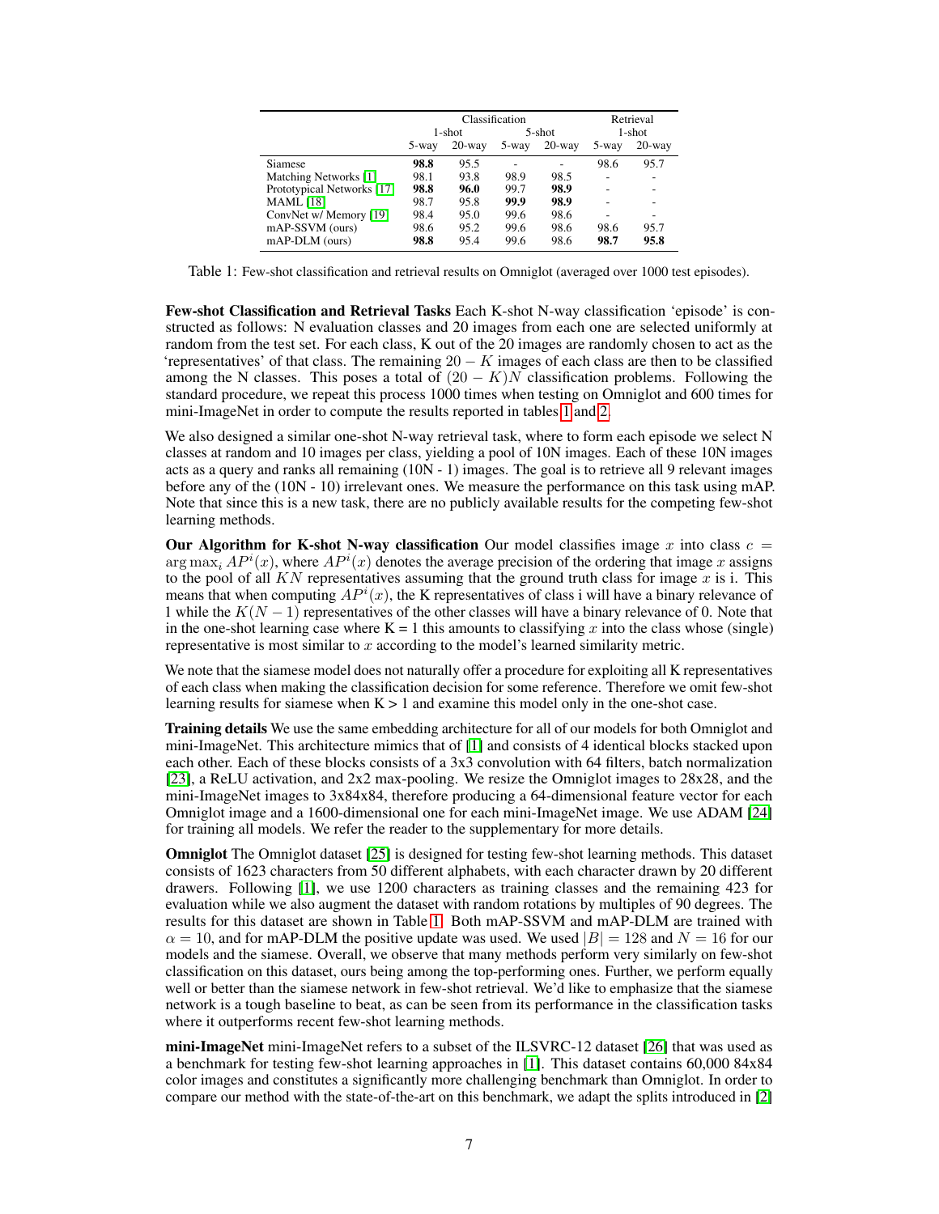| | Classification | | | | Retrieval | |
|---|---|---|---|---|---|---|
| | 1-shot | | 5-shot | | 1-shot | |
| | 5-way | 20-way | 5-way | 20-way | 5-way | 20-way |
| Siamese | **98.8** | 95.5 | - | - | 98.6 | 95.7 |
| Matching Networks [1] | 98.1 | 93.8 | 98.9 | 98.5 | - | - |
| Prototypical Networks [17] | **98.8** | **96.0** | 99.7 | **98.9** | - | - |
| MAML [18] | 98.7 | 95.8 | **99.9** | **98.9** | - | - |
| ConvNet w/ Memory [19] | 98.4 | 95.0 | 99.6 | 98.6 | - | - |
| mAP-SSVM (ours) | 98.6 | 95.2 | 99.6 | 98.6 | 98.6 | 95.7 |
| mAP-DLM (ours) | **98.8** | 95.4 | 99.6 | 98.6 | **98.7** | **95.8** |

Table 1: Few-shot classification and retrieval results on Omniglot (averaged over 1000 test episodes).

**Few-shot Classification and Retrieval Tasks** Each K-shot N-way classification 'episode' is constructed as follows: N evaluation classes and 20 images from each one are selected uniformly at random from the test set. For each class, K out of the 20 images are randomly chosen to act as the 'representatives' of that class. The remaining $20 - K$ images of each class are then to be classified among the N classes. This poses a total of $(20 - K)N$ classification problems. Following the standard procedure, we repeat this process 1000 times when testing on Omniglot and 600 times for mini-ImageNet in order to compute the results reported in tables 1 and 2.

We also designed a similar one-shot N-way retrieval task, where to form each episode we select N classes at random and 10 images per class, yielding a pool of 10N images. Each of these 10N images acts as a query and ranks all remaining (10N - 1) images. The goal is to retrieve all 9 relevant images before any of the (10N - 10) irrelevant ones. We measure the performance on this task using mAP. Note that since this is a new task, there are no publicly available results for the competing few-shot learning methods.

**Our Algorithm for K-shot N-way classification** Our model classifies image $x$ into class $c = \arg\max_i AP^i(x)$, where $AP^i(x)$ denotes the average precision of the ordering that image $x$ assigns to the pool of all $KN$ representatives assuming that the ground truth class for image $x$ is i. This means that when computing $AP^i(x)$, the K representatives of class i will have a binary relevance of 1 while the $K(N - 1)$ representatives of the other classes will have a binary relevance of 0. Note that in the one-shot learning case where K = 1 this amounts to classifying $x$ into the class whose (single) representative is most similar to $x$ according to the model's learned similarity metric.

We note that the siamese model does not naturally offer a procedure for exploiting all K representatives of each class when making the classification decision for some reference. Therefore we omit few-shot learning results for siamese when K > 1 and examine this model only in the one-shot case.

**Training details** We use the same embedding architecture for all of our models for both Omniglot and mini-ImageNet. This architecture mimics that of [1] and consists of 4 identical blocks stacked upon each other. Each of these blocks consists of a 3x3 convolution with 64 filters, batch normalization [23], a ReLU activation, and 2x2 max-pooling. We resize the Omniglot images to 28x28, and the mini-ImageNet images to 3x84x84, therefore producing a 64-dimensional feature vector for each Omniglot image and a 1600-dimensional one for each mini-ImageNet image. We use ADAM [24] for training all models. We refer the reader to the supplementary for more details.

**Omniglot** The Omniglot dataset [25] is designed for testing few-shot learning methods. This dataset consists of 1623 characters from 50 different alphabets, with each character drawn by 20 different drawers. Following [1], we use 1200 characters as training classes and the remaining 423 for evaluation while we also augment the dataset with random rotations by multiples of 90 degrees. The results for this dataset are shown in Table 1. Both mAP-SSVM and mAP-DLM are trained with $\alpha = 10$, and for mAP-DLM the positive update was used. We used $|B| = 128$ and $N = 16$ for our models and the siamese. Overall, we observe that many methods perform very similarly on few-shot classification on this dataset, ours being among the top-performing ones. Further, we perform equally well or better than the siamese network in few-shot retrieval. We'd like to emphasize that the siamese network is a tough baseline to beat, as can be seen from its performance in the classification tasks where it outperforms recent few-shot learning methods.

**mini-ImageNet** mini-ImageNet refers to a subset of the ILSVRC-12 dataset [26] that was used as a benchmark for testing few-shot learning approaches in [1]. This dataset contains 60,000 84x84 color images and constitutes a significantly more challenging benchmark than Omniglot. In order to compare our method with the state-of-the-art on this benchmark, we adapt the splits introduced in [2]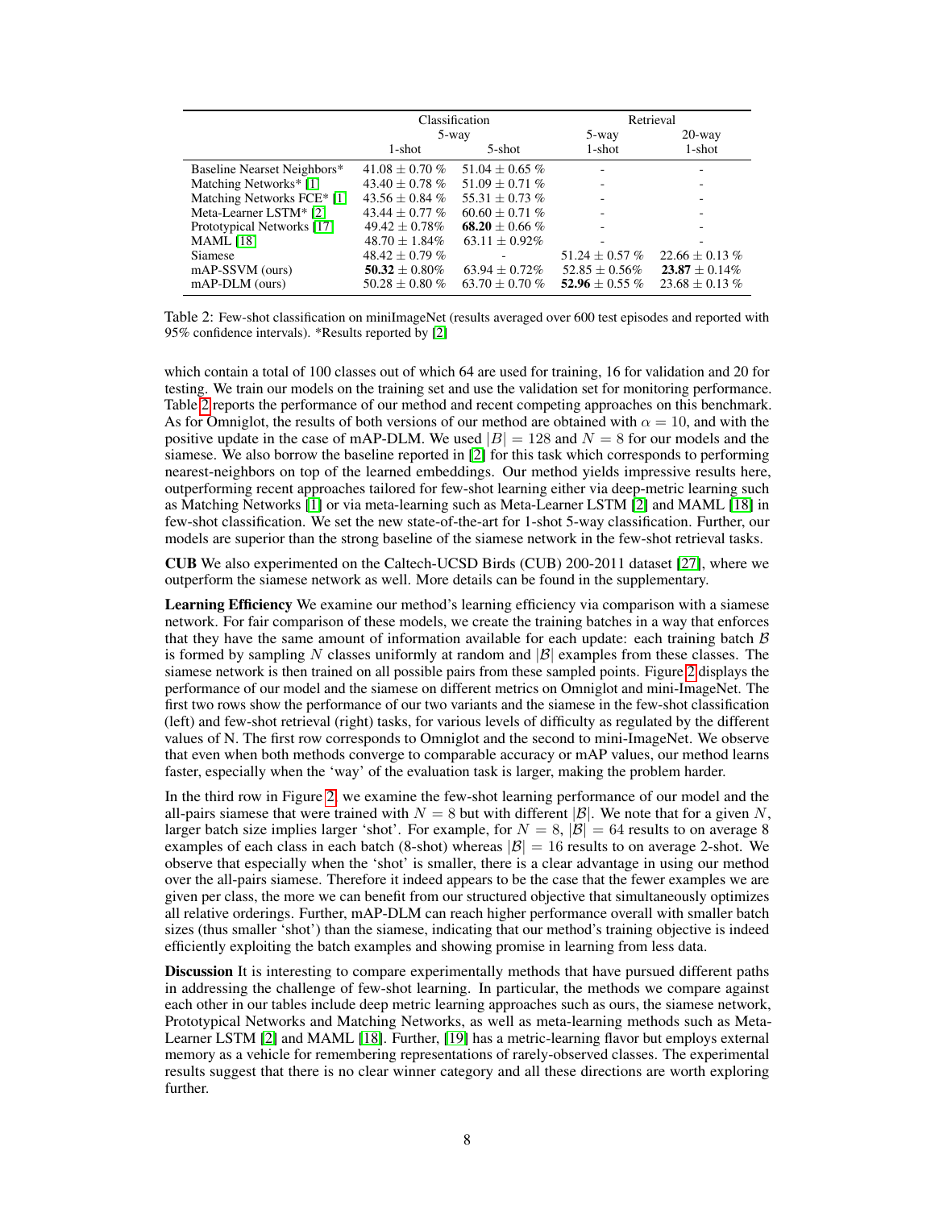| | Classification | | Retrieval | |
|---|---|---|---|---|
| | 5-way | | 5-way | 20-way |
| | 1-shot | 5-shot | 1-shot | 1-shot |
| Baseline Nearset Neighbors* | 41.08 ± 0.70 % | 51.04 ± 0.65 % | - | - |
| Matching Networks* [1] | 43.40 ± 0.78 % | 51.09 ± 0.71 % | - | - |
| Matching Networks FCE* [1] | 43.56 ± 0.84 % | 55.31 ± 0.73 % | - | - |
| Meta-Learner LSTM* [2] | 43.44 ± 0.77 % | 60.60 ± 0.71 % | - | - |
| Prototypical Networks [17] | 49.42 ± 0.78% | **68.20** ± 0.66 % | - | - |
| MAML [18] | 48.70 ± 1.84% | 63.11 ± 0.92% | - | - |
| Siamese | 48.42 ± 0.79 % | - | 51.24 ± 0.57 % | 22.66 ± 0.13 % |
| mAP-SSVM (ours) | **50.32** ± 0.80% | 63.94 ± 0.72% | 52.85 ± 0.56% | **23.87** ± 0.14% |
| mAP-DLM (ours) | 50.28 ± 0.80 % | 63.70 ± 0.70 % | **52.96** ± 0.55 % | 23.68 ± 0.13 % |

Table 2: Few-shot classification on miniImageNet (results averaged over 600 test episodes and reported with 95% confidence intervals). *Results reported by [2]

which contain a total of 100 classes out of which 64 are used for training, 16 for validation and 20 for testing. We train our models on the training set and use the validation set for monitoring performance. Table 2 reports the performance of our method and recent competing approaches on this benchmark. As for Omniglot, the results of both versions of our method are obtained with $\alpha = 10$, and with the positive update in the case of mAP-DLM. We used $|B| = 128$ and $N = 8$ for our models and the siamese. We also borrow the baseline reported in [2] for this task which corresponds to performing nearest-neighbors on top of the learned embeddings. Our method yields impressive results here, outperforming recent approaches tailored for few-shot learning either via deep-metric learning such as Matching Networks [1] or via meta-learning such as Meta-Learner LSTM [2] and MAML [18] in few-shot classification. We set the new state-of-the-art for 1-shot 5-way classification. Further, our models are superior than the strong baseline of the siamese network in the few-shot retrieval tasks.

**CUB** We also experimented on the Caltech-UCSD Birds (CUB) 200-2011 dataset [27], where we outperform the siamese network as well. More details can be found in the supplementary.

**Learning Efficiency** We examine our method's learning efficiency via comparison with a siamese network. For fair comparison of these models, we create the training batches in a way that enforces that they have the same amount of information available for each update: each training batch $\mathcal{B}$ is formed by sampling $N$ classes uniformly at random and $|\mathcal{B}|$ examples from these classes. The siamese network is then trained on all possible pairs from these sampled points. Figure 2 displays the performance of our model and the siamese on different metrics on Omniglot and mini-ImageNet. The first two rows show the performance of our two variants and the siamese in the few-shot classification (left) and few-shot retrieval (right) tasks, for various levels of difficulty as regulated by the different values of N. The first row corresponds to Omniglot and the second to mini-ImageNet. We observe that even when both methods converge to comparable accuracy or mAP values, our method learns faster, especially when the 'way' of the evaluation task is larger, making the problem harder.

In the third row in Figure 2, we examine the few-shot learning performance of our model and the all-pairs siamese that were trained with $N = 8$ but with different $|\mathcal{B}|$. We note that for a given $N$, larger batch size implies larger 'shot'. For example, for $N = 8$, $|\mathcal{B}| = 64$ results to on average 8 examples of each class in each batch (8-shot) whereas $|\mathcal{B}| = 16$ results to on average 2-shot. We observe that especially when the 'shot' is smaller, there is a clear advantage in using our method over the all-pairs siamese. Therefore it indeed appears to be the case that the fewer examples we are given per class, the more we can benefit from our structured objective that simultaneously optimizes all relative orderings. Further, mAP-DLM can reach higher performance overall with smaller batch sizes (thus smaller 'shot') than the siamese, indicating that our method's training objective is indeed efficiently exploiting the batch examples and showing promise in learning from less data.

**Discussion** It is interesting to compare experimentally methods that have pursued different paths in addressing the challenge of few-shot learning. In particular, the methods we compare against each other in our tables include deep metric learning approaches such as ours, the siamese network, Prototypical Networks and Matching Networks, as well as meta-learning methods such as Meta-Learner LSTM [2] and MAML [18]. Further, [19] has a metric-learning flavor but employs external memory as a vehicle for remembering representations of rarely-observed classes. The experimental results suggest that there is no clear winner category and all these directions are worth exploring further.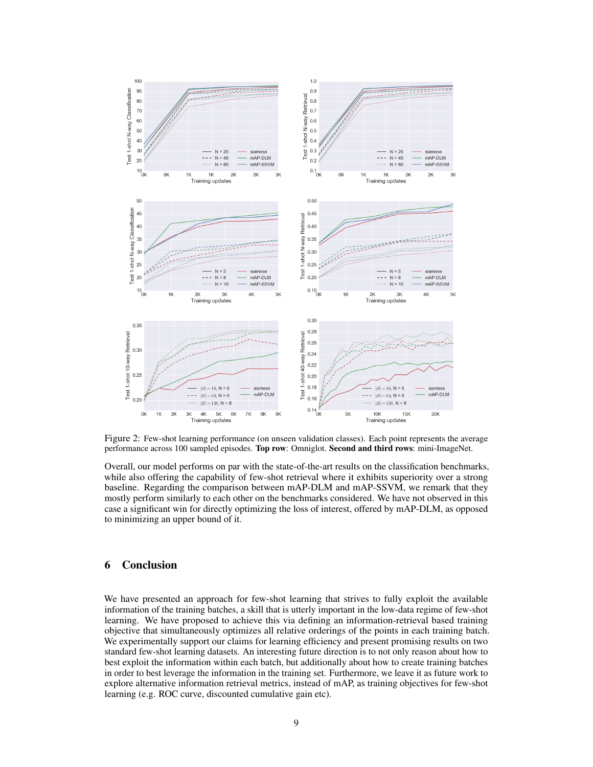Figure 2: Few-shot learning performance (on unseen validation classes). Each point represents the average performance across 100 sampled episodes. **Top row**: Omniglot. **Second and third rows**: mini-ImageNet.

Overall, our model performs on par with the state-of-the-art results on the classification benchmarks, while also offering the capability of few-shot retrieval where it exhibits superiority over a strong baseline. Regarding the comparison between mAP-DLM and mAP-SSVM, we remark that they mostly perform similarly to each other on the benchmarks considered. We have not observed in this case a significant win for directly optimizing the loss of interest, offered by mAP-DLM, as opposed to minimizing an upper bound of it.

# 6 Conclusion

We have presented an approach for few-shot learning that strives to fully exploit the available information of the training batches, a skill that is utterly important in the low-data regime of few-shot learning. We have proposed to achieve this via defining an information-retrieval based training objective that simultaneously optimizes all relative orderings of the points in each training batch. We experimentally support our claims for learning efficiency and present promising results on two standard few-shot learning datasets. An interesting future direction is to not only reason about how to best exploit the information within each batch, but additionally about how to create training batches in order to best leverage the information in the training set. Furthermore, we leave it as future work to explore alternative information retrieval metrics, instead of mAP, as training objectives for few-shot learning (e.g. ROC curve, discounted cumulative gain etc).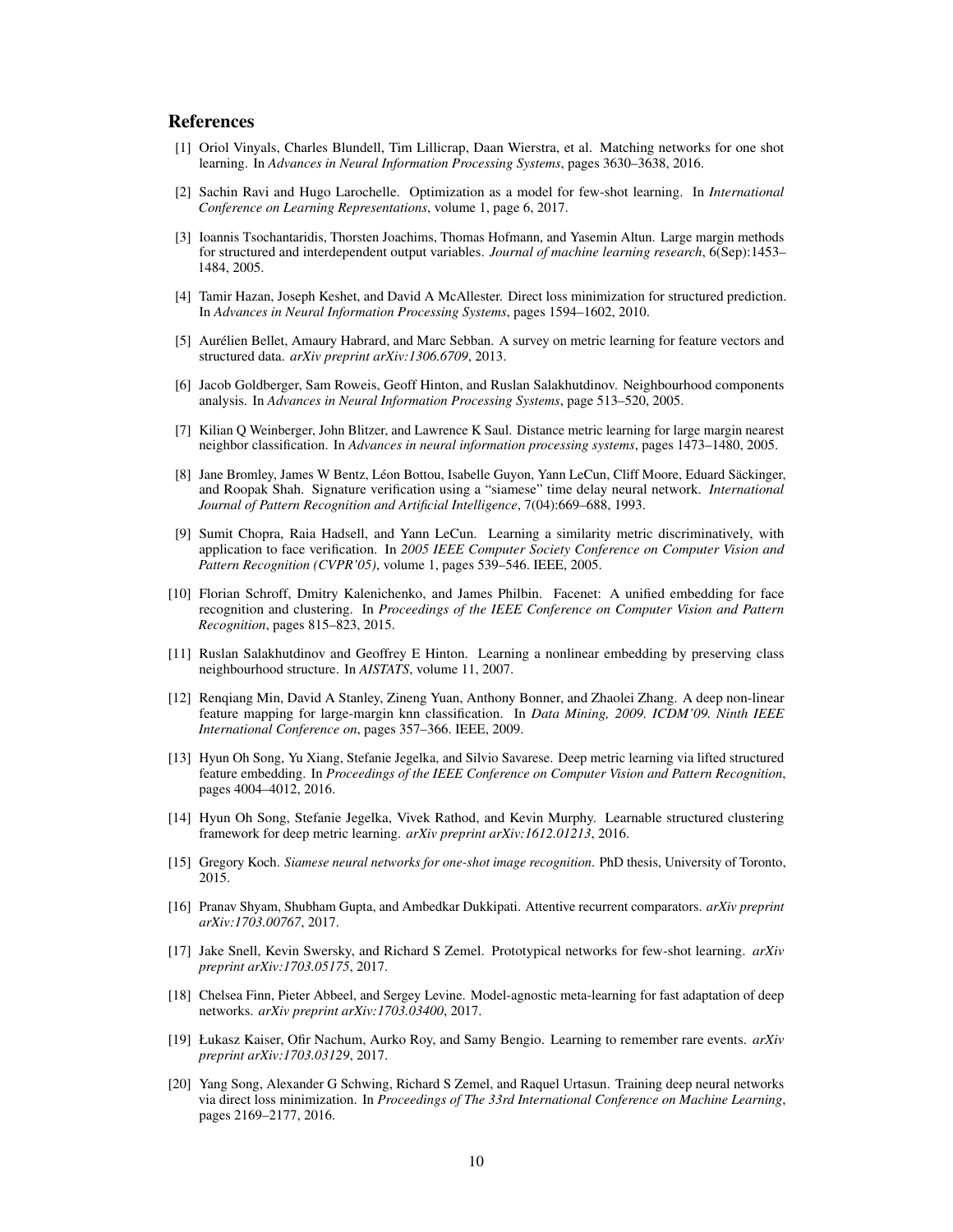## References

[1] Oriol Vinyals, Charles Blundell, Tim Lillicrap, Daan Wierstra, et al. Matching networks for one shot learning. In *Advances in Neural Information Processing Systems*, pages 3630–3638, 2016.

[2] Sachin Ravi and Hugo Larochelle. Optimization as a model for few-shot learning. In *International Conference on Learning Representations*, volume 1, page 6, 2017.

[3] Ioannis Tsochantaridis, Thorsten Joachims, Thomas Hofmann, and Yasemin Altun. Large margin methods for structured and interdependent output variables. *Journal of machine learning research*, 6(Sep):1453–1484, 2005.

[4] Tamir Hazan, Joseph Keshet, and David A McAllester. Direct loss minimization for structured prediction. In *Advances in Neural Information Processing Systems*, pages 1594–1602, 2010.

[5] Aurélien Bellet, Amaury Habrard, and Marc Sebban. A survey on metric learning for feature vectors and structured data. *arXiv preprint arXiv:1306.6709*, 2013.

[6] Jacob Goldberger, Sam Roweis, Geoff Hinton, and Ruslan Salakhutdinov. Neighbourhood components analysis. In *Advances in Neural Information Processing Systems*, page 513–520, 2005.

[7] Kilian Q Weinberger, John Blitzer, and Lawrence K Saul. Distance metric learning for large margin nearest neighbor classification. In *Advances in neural information processing systems*, pages 1473–1480, 2005.

[8] Jane Bromley, James W Bentz, Léon Bottou, Isabelle Guyon, Yann LeCun, Cliff Moore, Eduard Säckinger, and Roopak Shah. Signature verification using a "siamese" time delay neural network. *International Journal of Pattern Recognition and Artificial Intelligence*, 7(04):669–688, 1993.

[9] Sumit Chopra, Raia Hadsell, and Yann LeCun. Learning a similarity metric discriminatively, with application to face verification. In *2005 IEEE Computer Society Conference on Computer Vision and Pattern Recognition (CVPR'05)*, volume 1, pages 539–546. IEEE, 2005.

[10] Florian Schroff, Dmitry Kalenichenko, and James Philbin. Facenet: A unified embedding for face recognition and clustering. In *Proceedings of the IEEE Conference on Computer Vision and Pattern Recognition*, pages 815–823, 2015.

[11] Ruslan Salakhutdinov and Geoffrey E Hinton. Learning a nonlinear embedding by preserving class neighbourhood structure. In *AISTATS*, volume 11, 2007.

[12] Renqiang Min, David A Stanley, Zineng Yuan, Anthony Bonner, and Zhaolei Zhang. A deep non-linear feature mapping for large-margin knn classification. In *Data Mining, 2009. ICDM'09. Ninth IEEE International Conference on*, pages 357–366. IEEE, 2009.

[13] Hyun Oh Song, Yu Xiang, Stefanie Jegelka, and Silvio Savarese. Deep metric learning via lifted structured feature embedding. In *Proceedings of the IEEE Conference on Computer Vision and Pattern Recognition*, pages 4004–4012, 2016.

[14] Hyun Oh Song, Stefanie Jegelka, Vivek Rathod, and Kevin Murphy. Learnable structured clustering framework for deep metric learning. *arXiv preprint arXiv:1612.01213*, 2016.

[15] Gregory Koch. *Siamese neural networks for one-shot image recognition*. PhD thesis, University of Toronto, 2015.

[16] Pranav Shyam, Shubham Gupta, and Ambedkar Dukkipati. Attentive recurrent comparators. *arXiv preprint arXiv:1703.00767*, 2017.

[17] Jake Snell, Kevin Swersky, and Richard S Zemel. Prototypical networks for few-shot learning. *arXiv preprint arXiv:1703.05175*, 2017.

[18] Chelsea Finn, Pieter Abbeel, and Sergey Levine. Model-agnostic meta-learning for fast adaptation of deep networks. *arXiv preprint arXiv:1703.03400*, 2017.

[19] Łukasz Kaiser, Ofir Nachum, Aurko Roy, and Samy Bengio. Learning to remember rare events. *arXiv preprint arXiv:1703.03129*, 2017.

[20] Yang Song, Alexander G Schwing, Richard S Zemel, and Raquel Urtasun. Training deep neural networks via direct loss minimization. In *Proceedings of The 33rd International Conference on Machine Learning*, pages 2169–2177, 2016.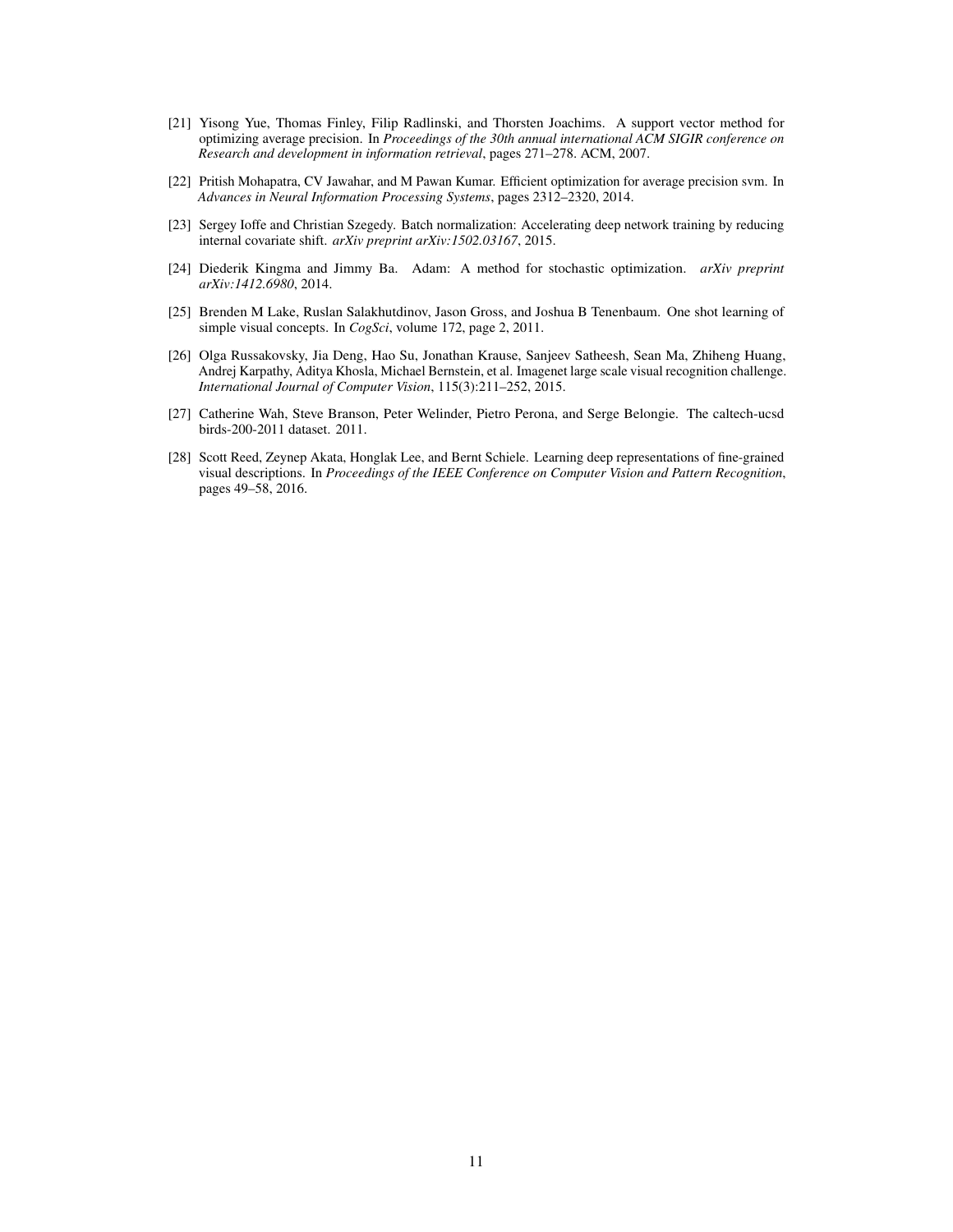[21] Yisong Yue, Thomas Finley, Filip Radlinski, and Thorsten Joachims. A support vector method for optimizing average precision. In *Proceedings of the 30th annual international ACM SIGIR conference on Research and development in information retrieval*, pages 271–278. ACM, 2007.

[22] Pritish Mohapatra, CV Jawahar, and M Pawan Kumar. Efficient optimization for average precision svm. In *Advances in Neural Information Processing Systems*, pages 2312–2320, 2014.

[23] Sergey Ioffe and Christian Szegedy. Batch normalization: Accelerating deep network training by reducing internal covariate shift. *arXiv preprint arXiv:1502.03167*, 2015.

[24] Diederik Kingma and Jimmy Ba. Adam: A method for stochastic optimization. *arXiv preprint arXiv:1412.6980*, 2014.

[25] Brenden M Lake, Ruslan Salakhutdinov, Jason Gross, and Joshua B Tenenbaum. One shot learning of simple visual concepts. In *CogSci*, volume 172, page 2, 2011.

[26] Olga Russakovsky, Jia Deng, Hao Su, Jonathan Krause, Sanjeev Satheesh, Sean Ma, Zhiheng Huang, Andrej Karpathy, Aditya Khosla, Michael Bernstein, et al. Imagenet large scale visual recognition challenge. *International Journal of Computer Vision*, 115(3):211–252, 2015.

[27] Catherine Wah, Steve Branson, Peter Welinder, Pietro Perona, and Serge Belongie. The caltech-ucsd birds-200-2011 dataset. 2011.

[28] Scott Reed, Zeynep Akata, Honglak Lee, and Bernt Schiele. Learning deep representations of fine-grained visual descriptions. In *Proceedings of the IEEE Conference on Computer Vision and Pattern Recognition*, pages 49–58, 2016.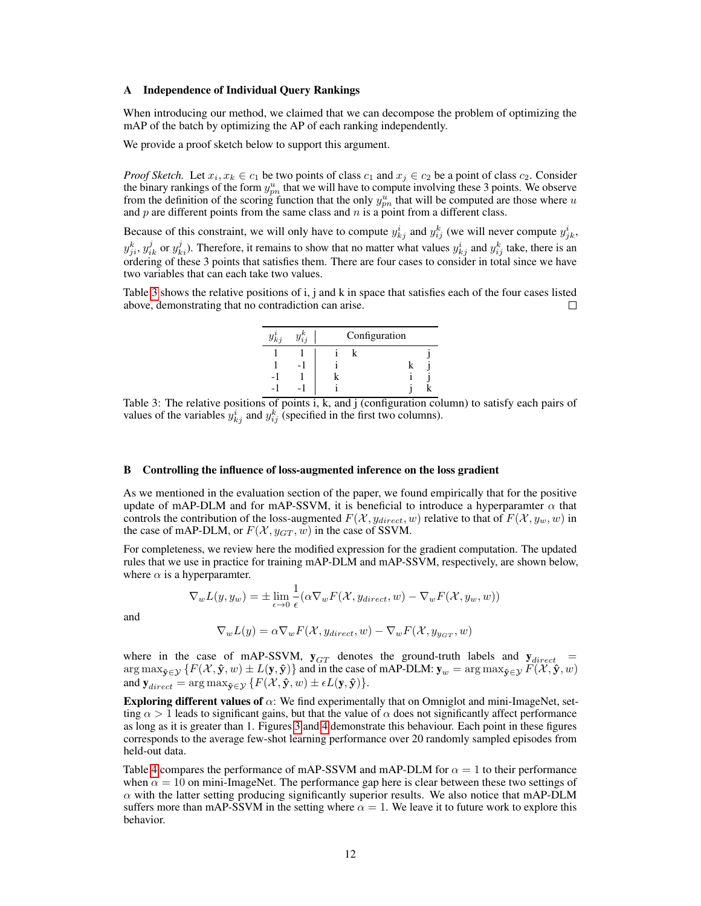## A Independence of Individual Query Rankings

When introducing our method, we claimed that we can decompose the problem of optimizing the mAP of the batch by optimizing the AP of each ranking independently.

We provide a proof sketch below to support this argument.

*Proof Sketch.* Let $x_i, x_k \in c_1$ be two points of class $c_1$ and $x_j \in c_2$ be a point of class $c_2$. Consider the binary rankings of the form $y^u_{pn}$ that we will have to compute involving these 3 points. We observe from the definition of the scoring function that the only $y^u_{pn}$ that will be computed are those where $u$ and $p$ are different points from the same class and $n$ is a point from a different class.

Because of this constraint, we will only have to compute $y^i_{kj}$ and $y^k_{ij}$ (we will never compute $y^i_{jk}$, $y^k_{ji}$, $y^j_{ik}$ or $y^j_{ki}$). Therefore, it remains to show that no matter what values $y^i_{kj}$ and $y^k_{ij}$ take, there is an ordering of these 3 points that satisfies them. There are four cases to consider in total since we have two variables that can each take two values.

Table 3 shows the relative positions of i, j and k in space that satisfies each of the four cases listed above, demonstrating that no contradiction can arise. □

| $y^i_{kj}$ | $y^k_{ij}$ | Configuration | | |
|---|---|---|---|---|
| 1 | 1 | i k | | j |
| 1 | -1 | i | k | j |
| -1 | 1 | k | i | j |
| -1 | -1 | i | j | k |

Table 3: The relative positions of points i, k, and j (configuration column) to satisfy each pairs of values of the variables $y^i_{kj}$ and $y^k_{ij}$ (specified in the first two columns).

## B Controlling the influence of loss-augmented inference on the loss gradient

As we mentioned in the evaluation section of the paper, we found empirically that for the positive update of mAP-DLM and for mAP-SSVM, it is beneficial to introduce a hyperparamter $\alpha$ that controls the contribution of the loss-augmented $F(\mathcal{X}, y_{direct}, w)$ relative to that of $F(\mathcal{X}, y_w, w)$ in the case of mAP-DLM, or $F(\mathcal{X}, y_{GT}, w)$ in the case of SSVM.

For completeness, we review here the modified expression for the gradient computation. The updated rules that we use in practice for training mAP-DLM and mAP-SSVM, respectively, are shown below, where $\alpha$ is a hyperparamter.

$$\nabla_w L(y, y_w) = \pm \lim_{\epsilon \to 0} \frac{1}{\epsilon}(\alpha \nabla_w F(\mathcal{X}, y_{direct}, w) - \nabla_w F(\mathcal{X}, y_w, w))$$

and

$$\nabla_w L(y) = \alpha \nabla_w F(\mathcal{X}, y_{direct}, w) - \nabla_w F(\mathcal{X}, y_{y_{GT}}, w)$$

where in the case of mAP-SSVM, $\mathbf{y}_{GT}$ denotes the ground-truth labels and $\mathbf{y}_{direct} = \arg\max_{\hat{\mathbf{y}} \in \mathcal{Y}} \{F(\mathcal{X}, \hat{\mathbf{y}}, w) \pm L(\mathbf{y}, \hat{\mathbf{y}})\}$ and in the case of mAP-DLM: $\mathbf{y}_w = \arg\max_{\hat{\mathbf{y}} \in \mathcal{Y}} F(\mathcal{X}, \hat{\mathbf{y}}, w)$ and $\mathbf{y}_{direct} = \arg\max_{\hat{\mathbf{y}} \in \mathcal{Y}} \{F(\mathcal{X}, \hat{\mathbf{y}}, w) \pm \epsilon L(\mathbf{y}, \hat{\mathbf{y}})\}$.

**Exploring different values of $\alpha$:** We find experimentally that on Omniglot and mini-ImageNet, setting $\alpha > 1$ leads to significant gains, but that the value of $\alpha$ does not significantly affect performance as long as it is greater than 1. Figures 3 and 4 demonstrate this behaviour. Each point in these figures corresponds to the average few-shot learning performance over 20 randomly sampled episodes from held-out data.

Table 4 compares the performance of mAP-SSVM and mAP-DLM for $\alpha = 1$ to their performance when $\alpha = 10$ on mini-ImageNet. The performance gap here is clear between these two settings of $\alpha$ with the latter setting producing significantly superior results. We also notice that mAP-DLM suffers more than mAP-SSVM in the setting where $\alpha = 1$. We leave it to future work to explore this behavior.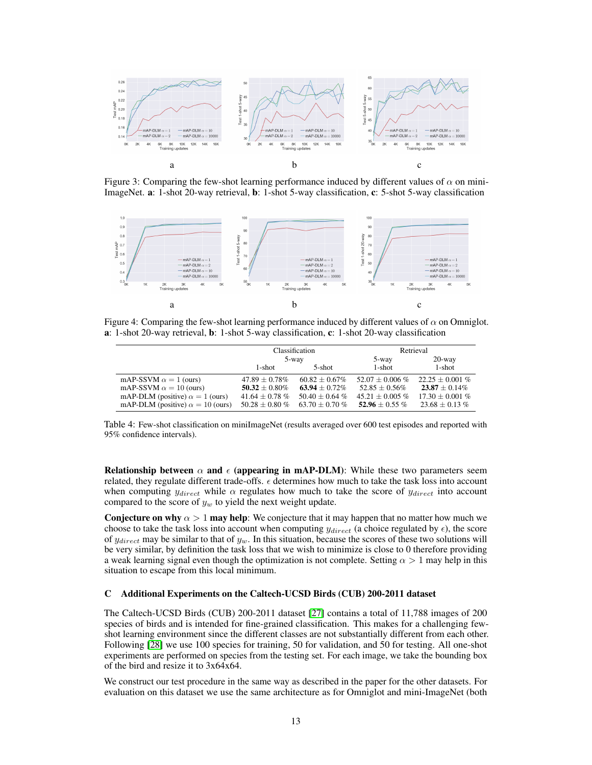Figure 3: Comparing the few-shot learning performance induced by different values of $\alpha$ on mini-ImageNet. **a**: 1-shot 20-way retrieval, **b**: 1-shot 5-way classification, **c**: 5-shot 5-way classification

Figure 4: Comparing the few-shot learning performance induced by different values of $\alpha$ on Omniglot. **a**: 1-shot 20-way retrieval, **b**: 1-shot 5-way classification, **c**: 1-shot 20-way classification

| | Classification | | Retrieval | |
|---|---|---|---|---|
| | 5-way | | 5-way | 20-way |
| | 1-shot | 5-shot | 1-shot | 1-shot |
| mAP-SSVM $\alpha = 1$ (ours) | 47.89 ± 0.78% | 60.82 ± 0.67% | 52.07 ± 0.006 % | 22.25 ± 0.001 % |
| mAP-SSVM $\alpha = 10$ (ours) | **50.32** ± 0.80% | **63.94** ± 0.72% | 52.85 ± 0.56% | **23.87** ± 0.14% |
| mAP-DLM (positive) $\alpha = 1$ (ours) | 41.64 ± 0.78 % | 50.40 ± 0.64 % | 45.21 ± 0.005 % | 17.30 ± 0.001 % |
| mAP-DLM (positive) $\alpha = 10$ (ours) | 50.28 ± 0.80 % | 63.70 ± 0.70 % | **52.96** ± 0.55 % | 23.68 ± 0.13 % |

Table 4: Few-shot classification on miniImageNet (results averaged over 600 test episodes and reported with 95% confidence intervals).

**Relationship between $\alpha$ and $\epsilon$ (appearing in mAP-DLM)**: While these two parameters seem related, they regulate different trade-offs. $\epsilon$ determines how much to take the task loss into account when computing $y_{direct}$ while $\alpha$ regulates how much to take the score of $y_{direct}$ into account compared to the score of $y_w$ to yield the next weight update.

**Conjecture on why $\alpha > 1$ may help**: We conjecture that it may happen that no matter how much we choose to take the task loss into account when computing $y_{direct}$ (a choice regulated by $\epsilon$), the score of $y_{direct}$ may be similar to that of $y_w$. In this situation, because the scores of these two solutions will be very similar, by definition the task loss that we wish to minimize is close to 0 therefore providing a weak learning signal even though the optimization is not complete. Setting $\alpha > 1$ may help in this situation to escape from this local minimum.

## C Additional Experiments on the Caltech-UCSD Birds (CUB) 200-2011 dataset

The Caltech-UCSD Birds (CUB) 200-2011 dataset [27] contains a total of 11,788 images of 200 species of birds and is intended for fine-grained classification. This makes for a challenging few-shot learning environment since the different classes are not substantially different from each other. Following [28] we use 100 species for training, 50 for validation, and 50 for testing. All one-shot experiments are performed on species from the testing set. For each image, we take the bounding box of the bird and resize it to 3x64x64.

We construct our test procedure in the same way as described in the paper for the other datasets. For evaluation on this dataset we use the same architecture as for Omniglot and mini-ImageNet (both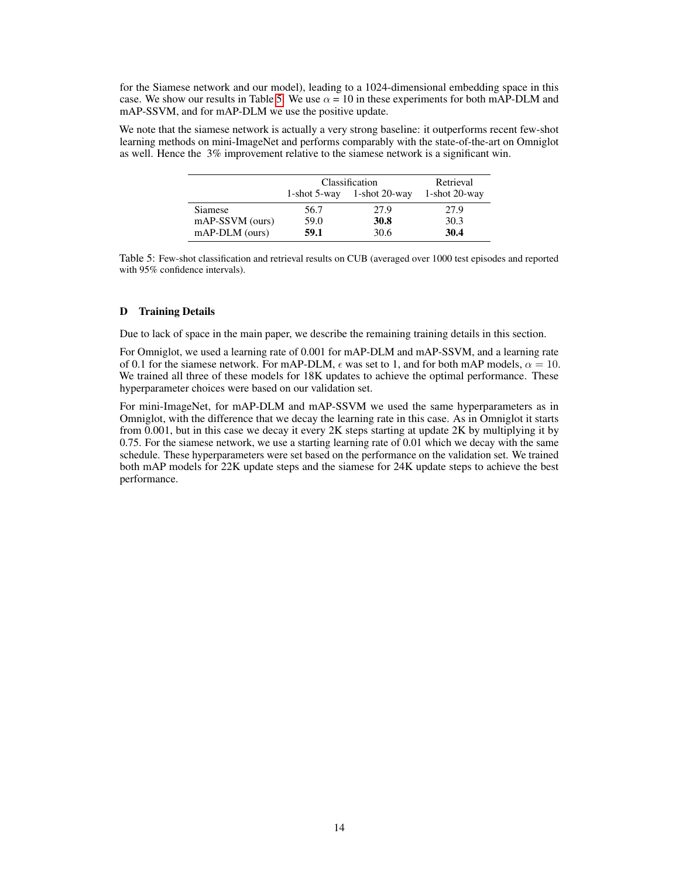for the Siamese network and our model), leading to a 1024-dimensional embedding space in this case. We show our results in Table 5. We use $\alpha = 10$ in these experiments for both mAP-DLM and mAP-SSVM, and for mAP-DLM we use the positive update.

We note that the siamese network is actually a very strong baseline: it outperforms recent few-shot learning methods on mini-ImageNet and performs comparably with the state-of-the-art on Omniglot as well. Hence the 3% improvement relative to the siamese network is a significant win.

| | Classification | | Retrieval |
|---|---|---|---|
| | 1-shot 5-way | 1-shot 20-way | 1-shot 20-way |
| Siamese | 56.7 | 27.9 | 27.9 |
| mAP-SSVM (ours) | 59.0 | **30.8** | 30.3 |
| mAP-DLM (ours) | **59.1** | 30.6 | **30.4** |

Table 5: Few-shot classification and retrieval results on CUB (averaged over 1000 test episodes and reported with 95% confidence intervals).

## D Training Details

Due to lack of space in the main paper, we describe the remaining training details in this section.

For Omniglot, we used a learning rate of 0.001 for mAP-DLM and mAP-SSVM, and a learning rate of 0.1 for the siamese network. For mAP-DLM, $\epsilon$ was set to 1, and for both mAP models, $\alpha = 10$. We trained all three of these models for 18K updates to achieve the optimal performance. These hyperparameter choices were based on our validation set.

For mini-ImageNet, for mAP-DLM and mAP-SSVM we used the same hyperparameters as in Omniglot, with the difference that we decay the learning rate in this case. As in Omniglot it starts from 0.001, but in this case we decay it every 2K steps starting at update 2K by multiplying it by 0.75. For the siamese network, we use a starting learning rate of 0.01 which we decay with the same schedule. These hyperparameters were set based on the performance on the validation set. We trained both mAP models for 22K update steps and the siamese for 24K update steps to achieve the best performance.